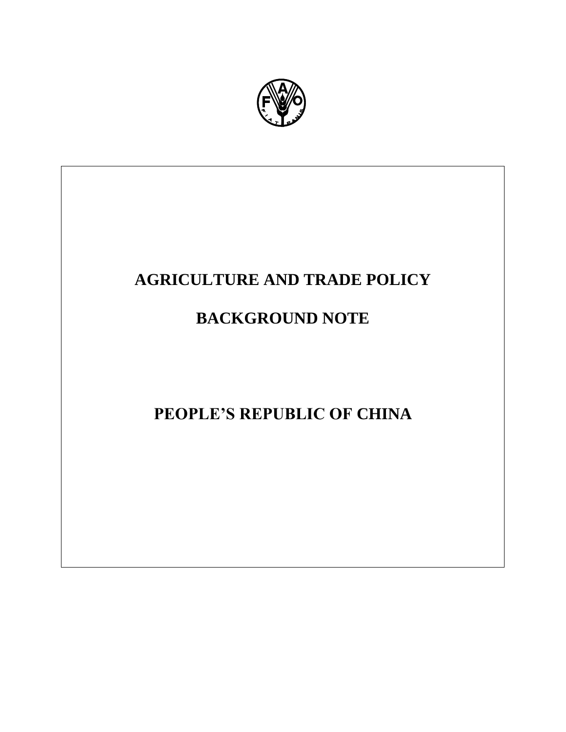# AGRICULTURE AND TRADE POLICY

# BACKGROUND NOTE

# PEOPLE'S REPUBLIC OF CHINA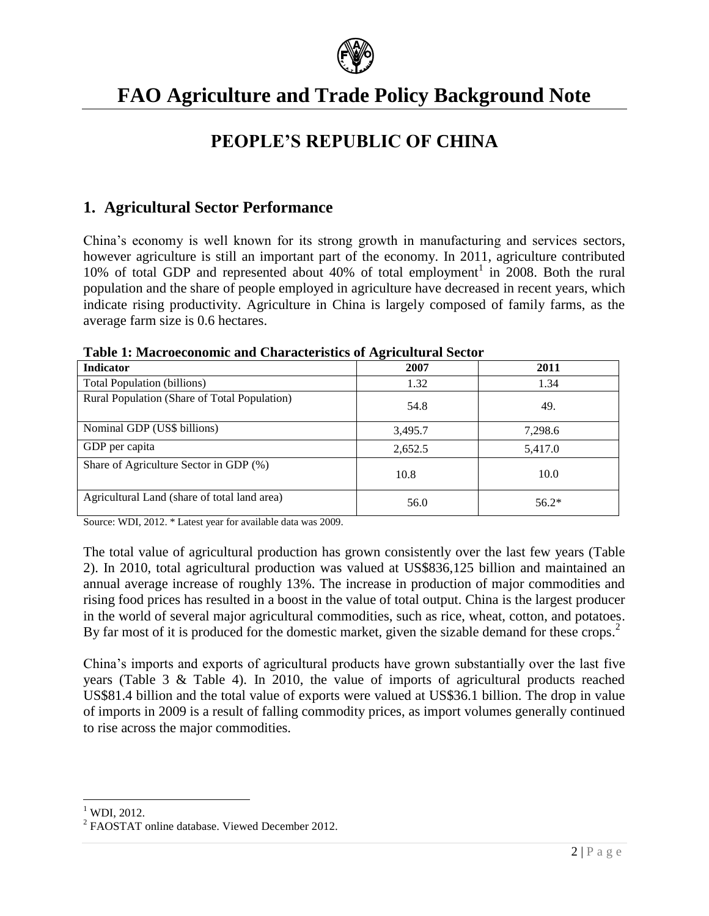# FAO Agriculture and Trade Policy Background Note

## PEOPLE'S REPUBLIC OF CHINA

## 1. Agricultural Sector Performance

China's economy is well known for its strong growth in manufacturing and services sectors, however agriculture is still an important part of the economy. In 2011, agriculture contributed 10% of total GDP and represented about 40% of total employment[1] in 2008. Both the rural population and the share of people employed in agriculture have decreased in recent years, which indicate rising productivity. Agriculture in China is largely composed of family farms, as the average farm size is 0.6 hectares.

**Table 1: Macroeconomic and Characteristics of Agricultural Sector**

| Indicator | 2007 | 2011 |
|---|---|---|
| Total Population (billions) | 1.32 | 1.34 |
| Rural Population (Share of Total Population) | 54.8 | 49. |
| Nominal GDP (US$ billions) | 3,495.7 | 7,298.6 |
| GDP per capita | 2,652.5 | 5,417.0 |
| Share of Agriculture Sector in GDP (%) | 10.8 | 10.0 |
| Agricultural Land (share of total land area) | 56.0 | 56.2* |

Source: WDI, 2012. * Latest year for available data was 2009.

The total value of agricultural production has grown consistently over the last few years (Table 2). In 2010, total agricultural production was valued at US$836,125 billion and maintained an annual average increase of roughly 13%. The increase in production of major commodities and rising food prices has resulted in a boost in the value of total output. China is the largest producer in the world of several major agricultural commodities, such as rice, wheat, cotton, and potatoes. By far most of it is produced for the domestic market, given the sizable demand for these crops.[2]

China's imports and exports of agricultural products have grown substantially over the last five years (Table 3 & Table 4). In 2010, the value of imports of agricultural products reached US$81.4 billion and the total value of exports were valued at US$36.1 billion. The drop in value of imports in 2009 is a result of falling commodity prices, as import volumes generally continued to rise across the major commodities.

[1] WDI, 2012.

[2] FAOSTAT online database. Viewed December 2012.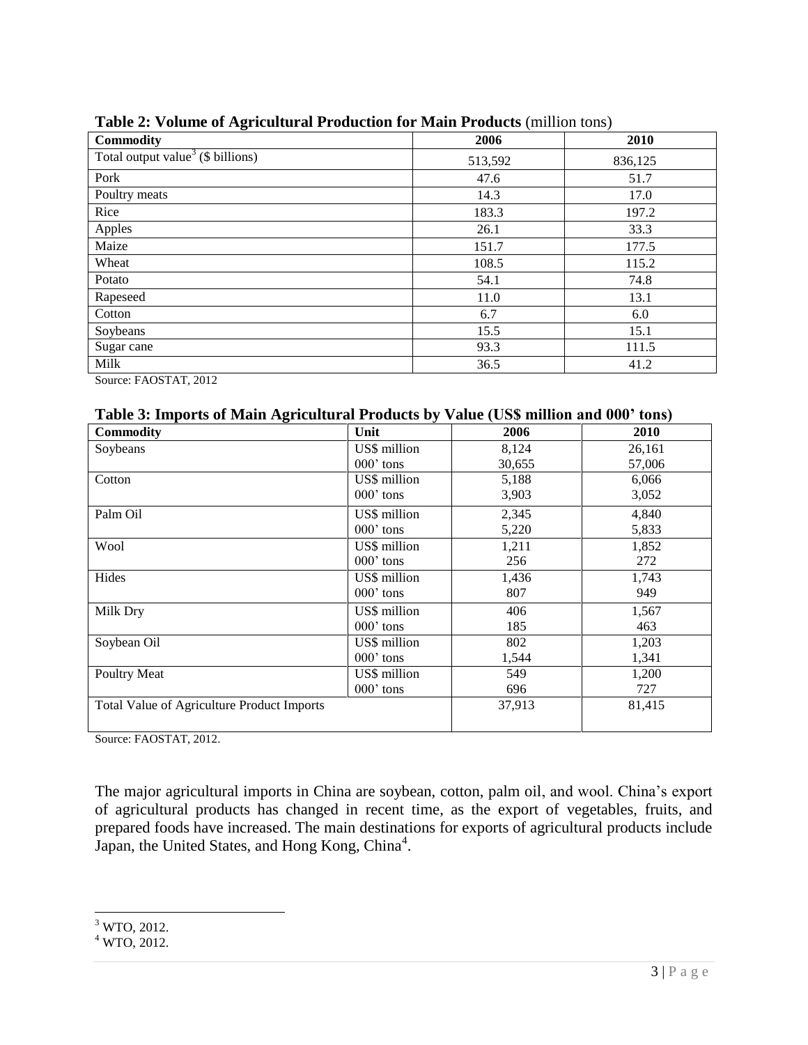**Table 2: Volume of Agricultural Production for Main Products** (million tons)

| Commodity | 2006 | 2010 |
|---|---|---|
| Total output value[3] ($ billions) | 513,592 | 836,125 |
| Pork | 47.6 | 51.7 |
| Poultry meats | 14.3 | 17.0 |
| Rice | 183.3 | 197.2 |
| Apples | 26.1 | 33.3 |
| Maize | 151.7 | 177.5 |
| Wheat | 108.5 | 115.2 |
| Potato | 54.1 | 74.8 |
| Rapeseed | 11.0 | 13.1 |
| Cotton | 6.7 | 6.0 |
| Soybeans | 15.5 | 15.1 |
| Sugar cane | 93.3 | 111.5 |
| Milk | 36.5 | 41.2 |

Source: FAOSTAT, 2012

**Table 3: Imports of Main Agricultural Products by Value (US$ million and 000' tons)**

| Commodity | Unit | 2006 | 2010 |
|---|---|---|---|
| Soybeans | US$ million | 8,124 | 26,161 |
| | 000' tons | 30,655 | 57,006 |
| Cotton | US$ million | 5,188 | 6,066 |
| | 000' tons | 3,903 | 3,052 |
| Palm Oil | US$ million | 2,345 | 4,840 |
| | 000' tons | 5,220 | 5,833 |
| Wool | US$ million | 1,211 | 1,852 |
| | 000' tons | 256 | 272 |
| Hides | US$ million | 1,436 | 1,743 |
| | 000' tons | 807 | 949 |
| Milk Dry | US$ million | 406 | 1,567 |
| | 000' tons | 185 | 463 |
| Soybean Oil | US$ million | 802 | 1,203 |
| | 000' tons | 1,544 | 1,341 |
| Poultry Meat | US$ million | 549 | 1,200 |
| | 000' tons | 696 | 727 |
| Total Value of Agriculture Product Imports | | 37,913 | 81,415 |

Source: FAOSTAT, 2012.

The major agricultural imports in China are soybean, cotton, palm oil, and wool. China's export of agricultural products has changed in recent time, as the export of vegetables, fruits, and prepared foods have increased. The main destinations for exports of agricultural products include Japan, the United States, and Hong Kong, China[4].

[3] WTO, 2012.
[4] WTO, 2012.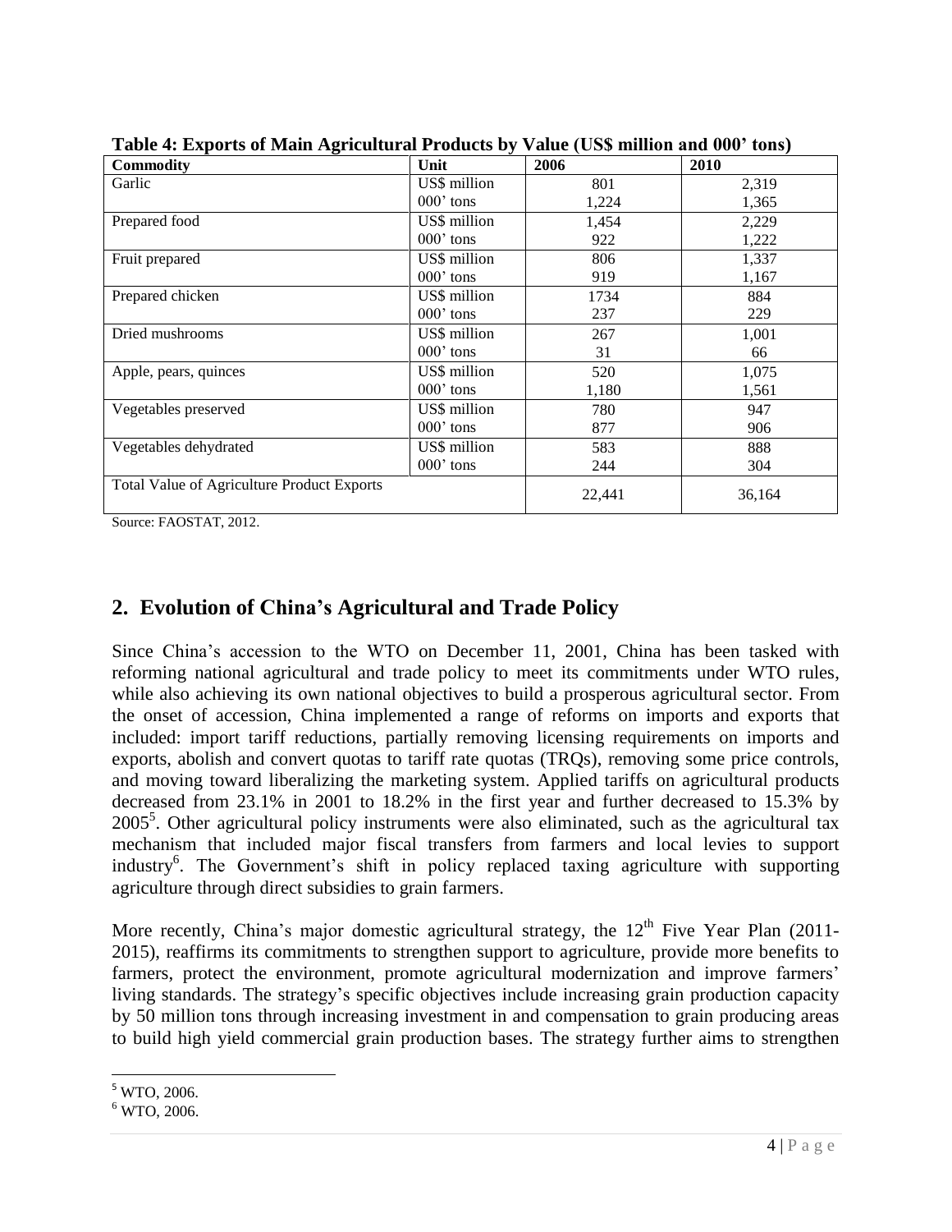**Table 4: Exports of Main Agricultural Products by Value (US$ million and 000' tons)**

| Commodity | Unit | 2006 | 2010 |
|---|---|---|---|
| Garlic | US$ million | 801 | 2,319 |
| | 000' tons | 1,224 | 1,365 |
| Prepared food | US$ million | 1,454 | 2,229 |
| | 000' tons | 922 | 1,222 |
| Fruit prepared | US$ million | 806 | 1,337 |
| | 000' tons | 919 | 1,167 |
| Prepared chicken | US$ million | 1734 | 884 |
| | 000' tons | 237 | 229 |
| Dried mushrooms | US$ million | 267 | 1,001 |
| | 000' tons | 31 | 66 |
| Apple, pears, quinces | US$ million | 520 | 1,075 |
| | 000' tons | 1,180 | 1,561 |
| Vegetables preserved | US$ million | 780 | 947 |
| | 000' tons | 877 | 906 |
| Vegetables dehydrated | US$ million | 583 | 888 |
| | 000' tons | 244 | 304 |
| Total Value of Agriculture Product Exports | | 22,441 | 36,164 |

Source: FAOSTAT, 2012.

## 2. Evolution of China's Agricultural and Trade Policy

Since China's accession to the WTO on December 11, 2001, China has been tasked with reforming national agricultural and trade policy to meet its commitments under WTO rules, while also achieving its own national objectives to build a prosperous agricultural sector. From the onset of accession, China implemented a range of reforms on imports and exports that included: import tariff reductions, partially removing licensing requirements on imports and exports, abolish and convert quotas to tariff rate quotas (TRQs), removing some price controls, and moving toward liberalizing the marketing system. Applied tariffs on agricultural products decreased from 23.1% in 2001 to 18.2% in the first year and further decreased to 15.3% by 2005[5]. Other agricultural policy instruments were also eliminated, such as the agricultural tax mechanism that included major fiscal transfers from farmers and local levies to support industry[6]. The Government's shift in policy replaced taxing agriculture with supporting agriculture through direct subsidies to grain farmers.

More recently, China's major domestic agricultural strategy, the 12th Five Year Plan (2011-2015), reaffirms its commitments to strengthen support to agriculture, provide more benefits to farmers, protect the environment, promote agricultural modernization and improve farmers' living standards. The strategy's specific objectives include increasing grain production capacity by 50 million tons through increasing investment in and compensation to grain producing areas to build high yield commercial grain production bases. The strategy further aims to strengthen

[5] WTO, 2006.

[6] WTO, 2006.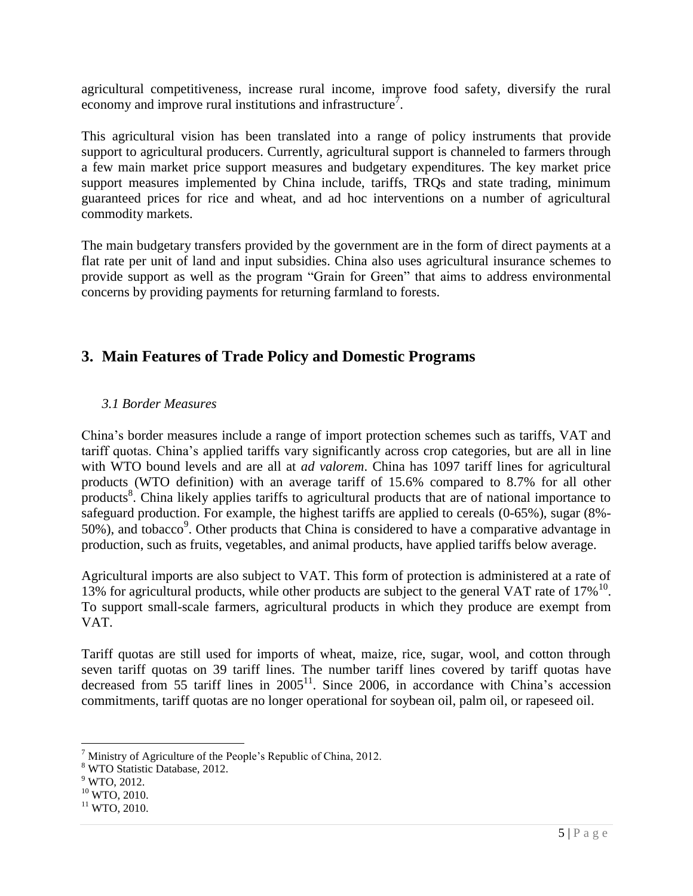agricultural competitiveness, increase rural income, improve food safety, diversify the rural economy and improve rural institutions and infrastructure[7].

This agricultural vision has been translated into a range of policy instruments that provide support to agricultural producers. Currently, agricultural support is channeled to farmers through a few main market price support measures and budgetary expenditures. The key market price support measures implemented by China include, tariffs, TRQs and state trading, minimum guaranteed prices for rice and wheat, and ad hoc interventions on a number of agricultural commodity markets.

The main budgetary transfers provided by the government are in the form of direct payments at a flat rate per unit of land and input subsidies. China also uses agricultural insurance schemes to provide support as well as the program "Grain for Green" that aims to address environmental concerns by providing payments for returning farmland to forests.

## 3. Main Features of Trade Policy and Domestic Programs

### *3.1 Border Measures*

China's border measures include a range of import protection schemes such as tariffs, VAT and tariff quotas. China's applied tariffs vary significantly across crop categories, but are all in line with WTO bound levels and are all at *ad valorem*. China has 1097 tariff lines for agricultural products (WTO definition) with an average tariff of 15.6% compared to 8.7% for all other products[8]. China likely applies tariffs to agricultural products that are of national importance to safeguard production. For example, the highest tariffs are applied to cereals (0-65%), sugar (8%-50%), and tobacco[9]. Other products that China is considered to have a comparative advantage in production, such as fruits, vegetables, and animal products, have applied tariffs below average.

Agricultural imports are also subject to VAT. This form of protection is administered at a rate of 13% for agricultural products, while other products are subject to the general VAT rate of 17%[10]. To support small-scale farmers, agricultural products in which they produce are exempt from VAT.

Tariff quotas are still used for imports of wheat, maize, rice, sugar, wool, and cotton through seven tariff quotas on 39 tariff lines. The number tariff lines covered by tariff quotas have decreased from 55 tariff lines in 2005[11]. Since 2006, in accordance with China's accession commitments, tariff quotas are no longer operational for soybean oil, palm oil, or rapeseed oil.

---

[7] Ministry of Agriculture of the People's Republic of China, 2012.

[8] WTO Statistic Database, 2012.

[9] WTO, 2012.

[10] WTO, 2010.

[11] WTO, 2010.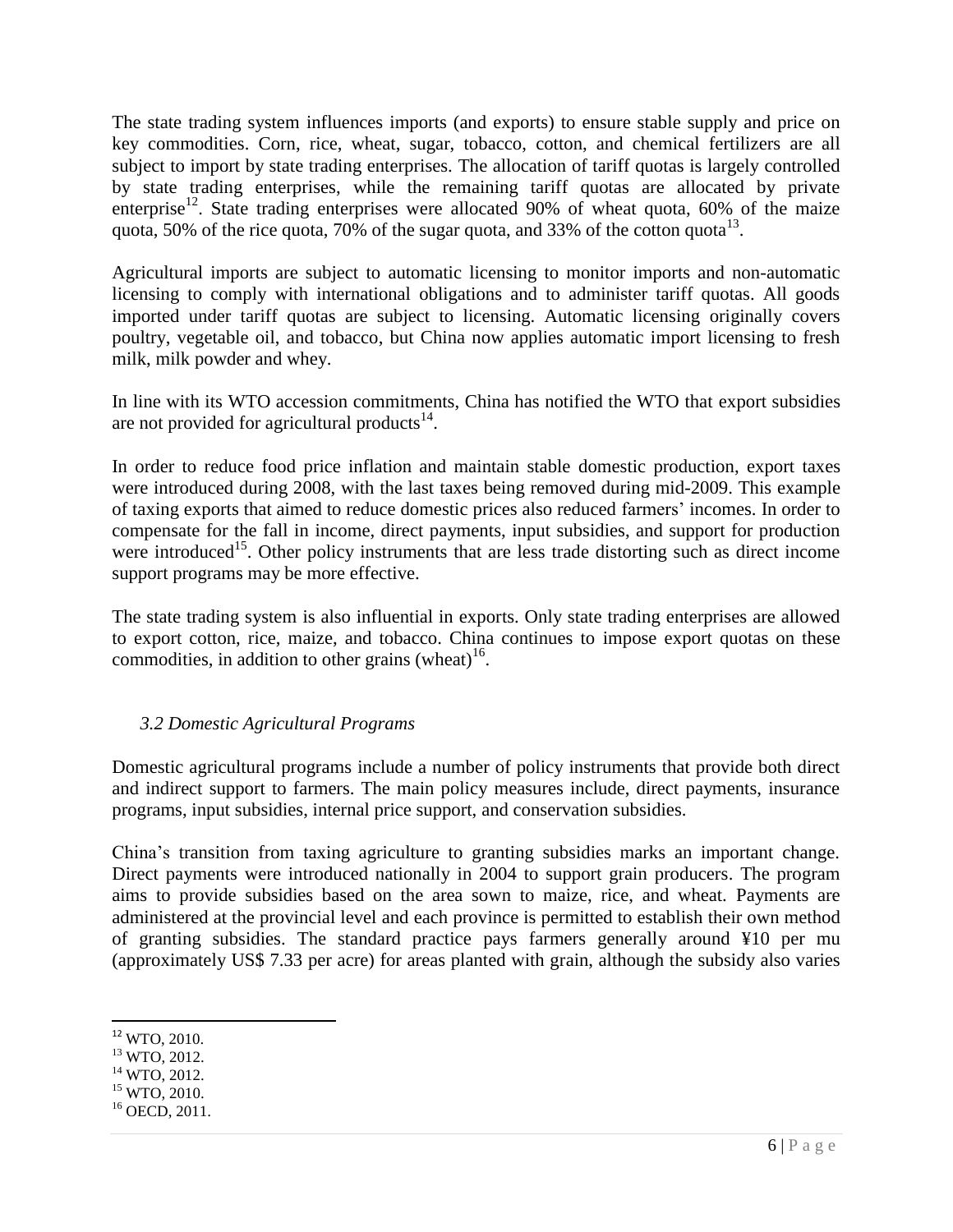The state trading system influences imports (and exports) to ensure stable supply and price on key commodities. Corn, rice, wheat, sugar, tobacco, cotton, and chemical fertilizers are all subject to import by state trading enterprises. The allocation of tariff quotas is largely controlled by state trading enterprises, while the remaining tariff quotas are allocated by private enterprise[12]. State trading enterprises were allocated 90% of wheat quota, 60% of the maize quota, 50% of the rice quota, 70% of the sugar quota, and 33% of the cotton quota[13].

Agricultural imports are subject to automatic licensing to monitor imports and non-automatic licensing to comply with international obligations and to administer tariff quotas. All goods imported under tariff quotas are subject to licensing. Automatic licensing originally covers poultry, vegetable oil, and tobacco, but China now applies automatic import licensing to fresh milk, milk powder and whey.

In line with its WTO accession commitments, China has notified the WTO that export subsidies are not provided for agricultural products[14].

In order to reduce food price inflation and maintain stable domestic production, export taxes were introduced during 2008, with the last taxes being removed during mid-2009. This example of taxing exports that aimed to reduce domestic prices also reduced farmers' incomes. In order to compensate for the fall in income, direct payments, input subsidies, and support for production were introduced[15]. Other policy instruments that are less trade distorting such as direct income support programs may be more effective.

The state trading system is also influential in exports. Only state trading enterprises are allowed to export cotton, rice, maize, and tobacco. China continues to impose export quotas on these commodities, in addition to other grains (wheat)[16].

### *3.2 Domestic Agricultural Programs*

Domestic agricultural programs include a number of policy instruments that provide both direct and indirect support to farmers. The main policy measures include, direct payments, insurance programs, input subsidies, internal price support, and conservation subsidies.

China's transition from taxing agriculture to granting subsidies marks an important change. Direct payments were introduced nationally in 2004 to support grain producers. The program aims to provide subsidies based on the area sown to maize, rice, and wheat. Payments are administered at the provincial level and each province is permitted to establish their own method of granting subsidies. The standard practice pays farmers generally around ¥10 per mu (approximately US$ 7.33 per acre) for areas planted with grain, although the subsidy also varies

---

[12] WTO, 2010.
[13] WTO, 2012.
[14] WTO, 2012.
[15] WTO, 2010.
[16] OECD, 2011.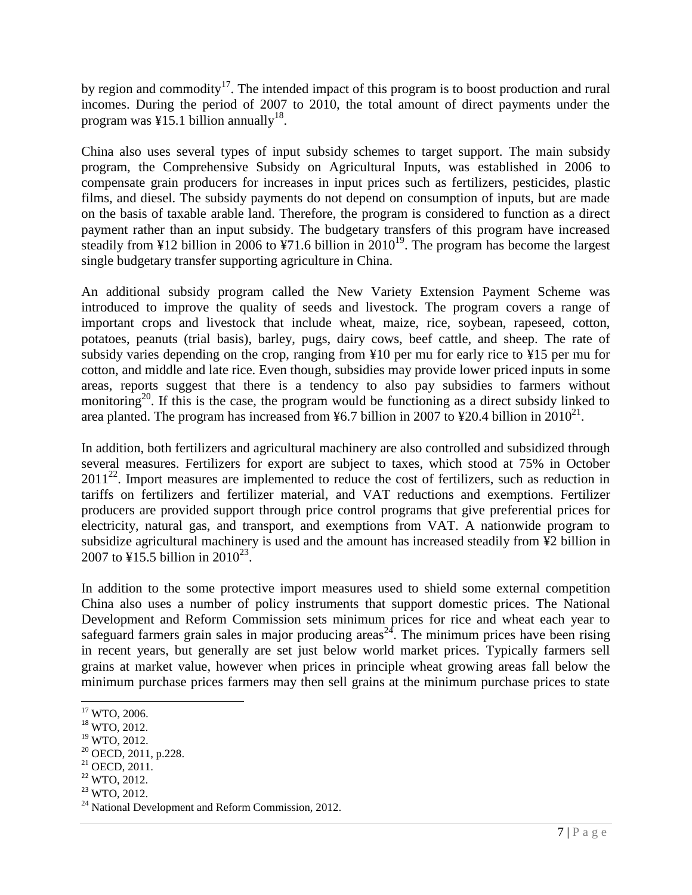by region and commodity[17]. The intended impact of this program is to boost production and rural incomes. During the period of 2007 to 2010, the total amount of direct payments under the program was ¥15.1 billion annually[18].

China also uses several types of input subsidy schemes to target support. The main subsidy program, the Comprehensive Subsidy on Agricultural Inputs, was established in 2006 to compensate grain producers for increases in input prices such as fertilizers, pesticides, plastic films, and diesel. The subsidy payments do not depend on consumption of inputs, but are made on the basis of taxable arable land. Therefore, the program is considered to function as a direct payment rather than an input subsidy. The budgetary transfers of this program have increased steadily from ¥12 billion in 2006 to ¥71.6 billion in 2010[19]. The program has become the largest single budgetary transfer supporting agriculture in China.

An additional subsidy program called the New Variety Extension Payment Scheme was introduced to improve the quality of seeds and livestock. The program covers a range of important crops and livestock that include wheat, maize, rice, soybean, rapeseed, cotton, potatoes, peanuts (trial basis), barley, pugs, dairy cows, beef cattle, and sheep. The rate of subsidy varies depending on the crop, ranging from ¥10 per mu for early rice to ¥15 per mu for cotton, and middle and late rice. Even though, subsidies may provide lower priced inputs in some areas, reports suggest that there is a tendency to also pay subsidies to farmers without monitoring[20]. If this is the case, the program would be functioning as a direct subsidy linked to area planted. The program has increased from ¥6.7 billion in 2007 to ¥20.4 billion in 2010[21].

In addition, both fertilizers and agricultural machinery are also controlled and subsidized through several measures. Fertilizers for export are subject to taxes, which stood at 75% in October 2011[22]. Import measures are implemented to reduce the cost of fertilizers, such as reduction in tariffs on fertilizers and fertilizer material, and VAT reductions and exemptions. Fertilizer producers are provided support through price control programs that give preferential prices for electricity, natural gas, and transport, and exemptions from VAT. A nationwide program to subsidize agricultural machinery is used and the amount has increased steadily from ¥2 billion in 2007 to ¥15.5 billion in 2010[23].

In addition to the some protective import measures used to shield some external competition China also uses a number of policy instruments that support domestic prices. The National Development and Reform Commission sets minimum prices for rice and wheat each year to safeguard farmers grain sales in major producing areas[24]. The minimum prices have been rising in recent years, but generally are set just below world market prices. Typically farmers sell grains at market value, however when prices in principle wheat growing areas fall below the minimum purchase prices farmers may then sell grains at the minimum purchase prices to state

---

[17] WTO, 2006.
[18] WTO, 2012.
[19] WTO, 2012.
[20] OECD, 2011, p.228.
[21] OECD, 2011.
[22] WTO, 2012.
[23] WTO, 2012.
[24] National Development and Reform Commission, 2012.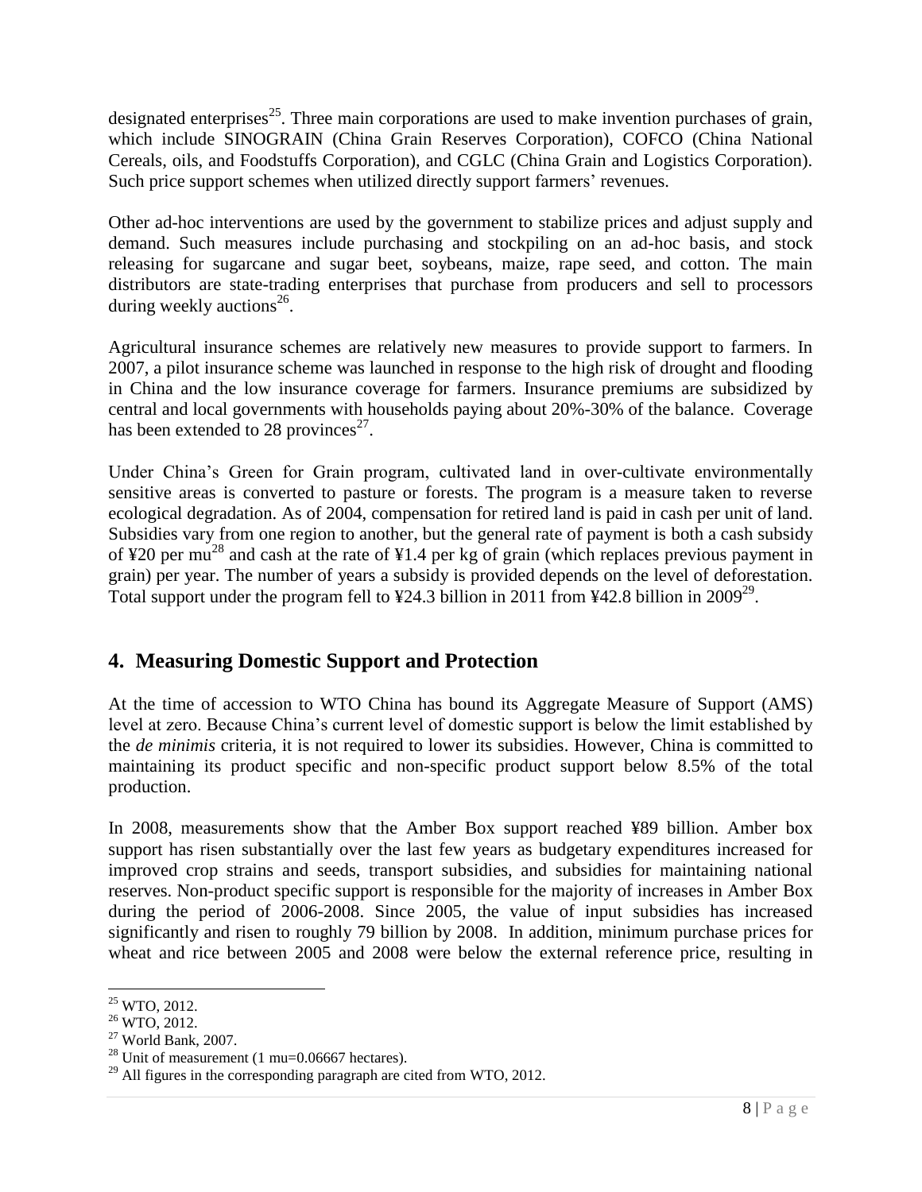designated enterprises[25]. Three main corporations are used to make invention purchases of grain, which include SINOGRAIN (China Grain Reserves Corporation), COFCO (China National Cereals, oils, and Foodstuffs Corporation), and CGLC (China Grain and Logistics Corporation). Such price support schemes when utilized directly support farmers' revenues.

Other ad-hoc interventions are used by the government to stabilize prices and adjust supply and demand. Such measures include purchasing and stockpiling on an ad-hoc basis, and stock releasing for sugarcane and sugar beet, soybeans, maize, rape seed, and cotton. The main distributors are state-trading enterprises that purchase from producers and sell to processors during weekly auctions[26].

Agricultural insurance schemes are relatively new measures to provide support to farmers. In 2007, a pilot insurance scheme was launched in response to the high risk of drought and flooding in China and the low insurance coverage for farmers. Insurance premiums are subsidized by central and local governments with households paying about 20%-30% of the balance. Coverage has been extended to 28 provinces[27].

Under China's Green for Grain program, cultivated land in over-cultivate environmentally sensitive areas is converted to pasture or forests. The program is a measure taken to reverse ecological degradation. As of 2004, compensation for retired land is paid in cash per unit of land. Subsidies vary from one region to another, but the general rate of payment is both a cash subsidy of ¥20 per mu[28] and cash at the rate of ¥1.4 per kg of grain (which replaces previous payment in grain) per year. The number of years a subsidy is provided depends on the level of deforestation. Total support under the program fell to ¥24.3 billion in 2011 from ¥42.8 billion in 2009[29].

## 4. Measuring Domestic Support and Protection

At the time of accession to WTO China has bound its Aggregate Measure of Support (AMS) level at zero. Because China's current level of domestic support is below the limit established by the *de minimis* criteria, it is not required to lower its subsidies. However, China is committed to maintaining its product specific and non-specific product support below 8.5% of the total production.

In 2008, measurements show that the Amber Box support reached ¥89 billion. Amber box support has risen substantially over the last few years as budgetary expenditures increased for improved crop strains and seeds, transport subsidies, and subsidies for maintaining national reserves. Non-product specific support is responsible for the majority of increases in Amber Box during the period of 2006-2008. Since 2005, the value of input subsidies has increased significantly and risen to roughly 79 billion by 2008. In addition, minimum purchase prices for wheat and rice between 2005 and 2008 were below the external reference price, resulting in

[25] WTO, 2012.

[26] WTO, 2012.

[27] World Bank, 2007.

[28] Unit of measurement (1 mu=0.06667 hectares).

[29] All figures in the corresponding paragraph are cited from WTO, 2012.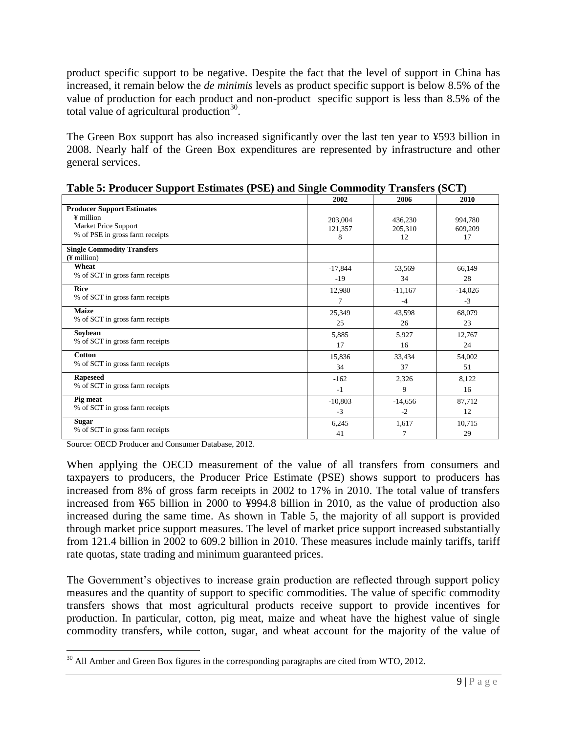product specific support to be negative. Despite the fact that the level of support in China has increased, it remain below the *de minimis* levels as product specific support is below 8.5% of the value of production for each product and non-product specific support is less than 8.5% of the total value of agricultural production[30].

The Green Box support has also increased significantly over the last ten year to ¥593 billion in 2008. Nearly half of the Green Box expenditures are represented by infrastructure and other general services.

**Table 5: Producer Support Estimates (PSE) and Single Commodity Transfers (SCT)**

| | 2002 | 2006 | 2010 |
|---|---|---|---|
| **Producer Support Estimates** | | | |
| ¥ million | 203,004 | 436,230 | 994,780 |
| Market Price Support | 121,357 | 205,310 | 609,209 |
| % of PSE in gross farm receipts | 8 | 12 | 17 |
| **Single Commodity Transfers (¥ million)** | | | |
| **Wheat** | -17,844 | 53,569 | 66,149 |
| % of SCT in gross farm receipts | -19 | 34 | 28 |
| **Rice** | 12,980 | -11,167 | -14,026 |
| % of SCT in gross farm receipts | 7 | -4 | -3 |
| **Maize** | 25,349 | 43,598 | 68,079 |
| % of SCT in gross farm receipts | 25 | 26 | 23 |
| **Soybean** | 5,885 | 5,927 | 12,767 |
| % of SCT in gross farm receipts | 17 | 16 | 24 |
| **Cotton** | 15,836 | 33,434 | 54,002 |
| % of SCT in gross farm receipts | 34 | 37 | 51 |
| **Rapeseed** | -162 | 2,326 | 8,122 |
| % of SCT in gross farm receipts | -1 | 9 | 16 |
| **Pig meat** | -10,803 | -14,656 | 87,712 |
| % of SCT in gross farm receipts | -3 | -2 | 12 |
| **Sugar** | 6,245 | 1,617 | 10,715 |
| % of SCT in gross farm receipts | 41 | 7 | 29 |

Source: OECD Producer and Consumer Database, 2012.

When applying the OECD measurement of the value of all transfers from consumers and taxpayers to producers, the Producer Price Estimate (PSE) shows support to producers has increased from 8% of gross farm receipts in 2002 to 17% in 2010. The total value of transfers increased from ¥65 billion in 2000 to ¥994.8 billion in 2010, as the value of production also increased during the same time. As shown in Table 5, the majority of all support is provided through market price support measures. The level of market price support increased substantially from 121.4 billion in 2002 to 609.2 billion in 2010. These measures include mainly tariffs, tariff rate quotas, state trading and minimum guaranteed prices.

The Government's objectives to increase grain production are reflected through support policy measures and the quantity of support to specific commodities. The value of specific commodity transfers shows that most agricultural products receive support to provide incentives for production. In particular, cotton, pig meat, maize and wheat have the highest value of single commodity transfers, while cotton, sugar, and wheat account for the majority of the value of

[30] All Amber and Green Box figures in the corresponding paragraphs are cited from WTO, 2012.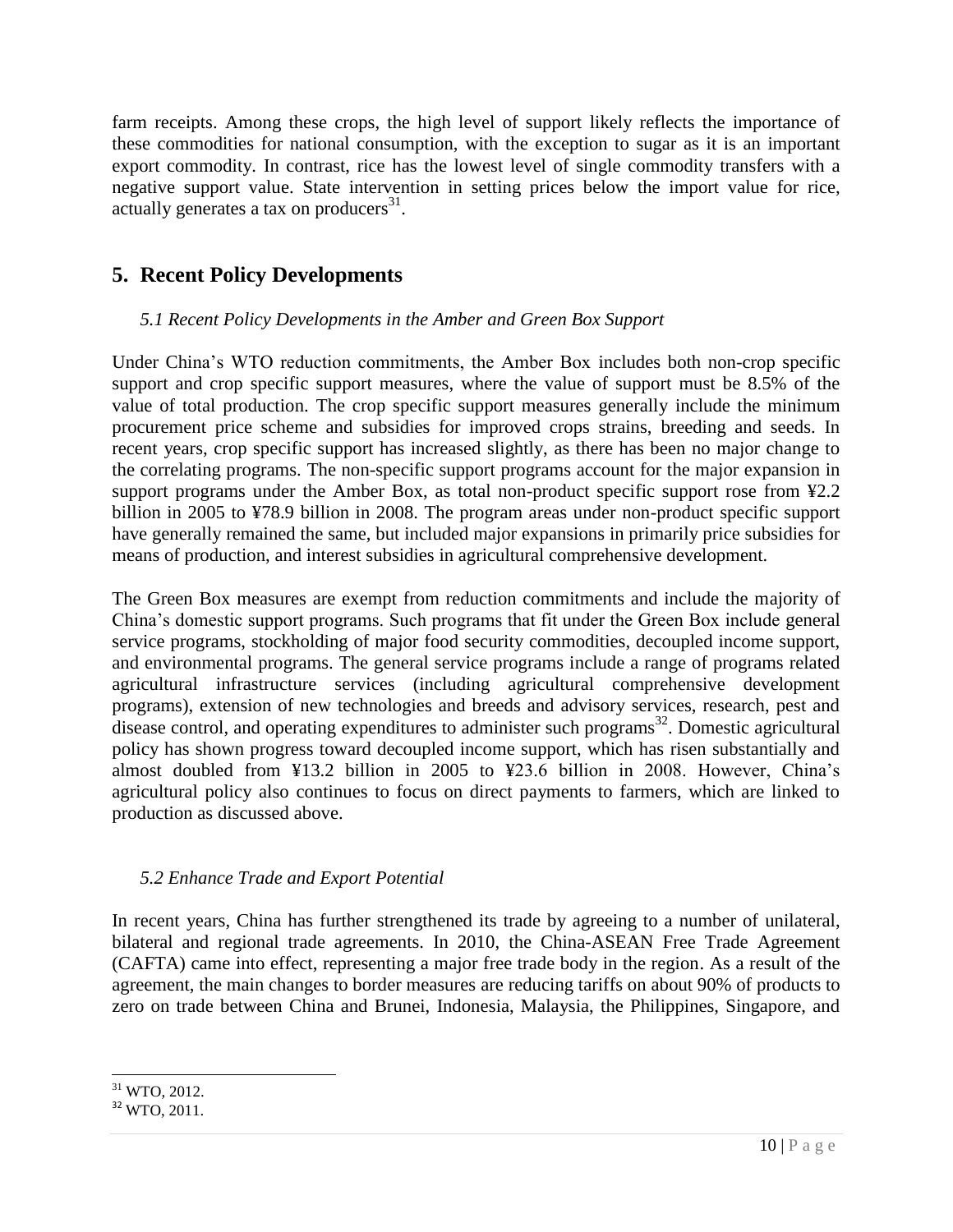farm receipts. Among these crops, the high level of support likely reflects the importance of these commodities for national consumption, with the exception to sugar as it is an important export commodity. In contrast, rice has the lowest level of single commodity transfers with a negative support value. State intervention in setting prices below the import value for rice, actually generates a tax on producers[31].

# 5. Recent Policy Developments

### *5.1 Recent Policy Developments in the Amber and Green Box Support*

Under China's WTO reduction commitments, the Amber Box includes both non-crop specific support and crop specific support measures, where the value of support must be 8.5% of the value of total production. The crop specific support measures generally include the minimum procurement price scheme and subsidies for improved crops strains, breeding and seeds. In recent years, crop specific support has increased slightly, as there has been no major change to the correlating programs. The non-specific support programs account for the major expansion in support programs under the Amber Box, as total non-product specific support rose from ¥2.2 billion in 2005 to ¥78.9 billion in 2008. The program areas under non-product specific support have generally remained the same, but included major expansions in primarily price subsidies for means of production, and interest subsidies in agricultural comprehensive development.

The Green Box measures are exempt from reduction commitments and include the majority of China's domestic support programs. Such programs that fit under the Green Box include general service programs, stockholding of major food security commodities, decoupled income support, and environmental programs. The general service programs include a range of programs related agricultural infrastructure services (including agricultural comprehensive development programs), extension of new technologies and breeds and advisory services, research, pest and disease control, and operating expenditures to administer such programs[32]. Domestic agricultural policy has shown progress toward decoupled income support, which has risen substantially and almost doubled from ¥13.2 billion in 2005 to ¥23.6 billion in 2008. However, China's agricultural policy also continues to focus on direct payments to farmers, which are linked to production as discussed above.

### *5.2 Enhance Trade and Export Potential*

In recent years, China has further strengthened its trade by agreeing to a number of unilateral, bilateral and regional trade agreements. In 2010, the China-ASEAN Free Trade Agreement (CAFTA) came into effect, representing a major free trade body in the region. As a result of the agreement, the main changes to border measures are reducing tariffs on about 90% of products to zero on trade between China and Brunei, Indonesia, Malaysia, the Philippines, Singapore, and

[31] WTO, 2012.

[32] WTO, 2011.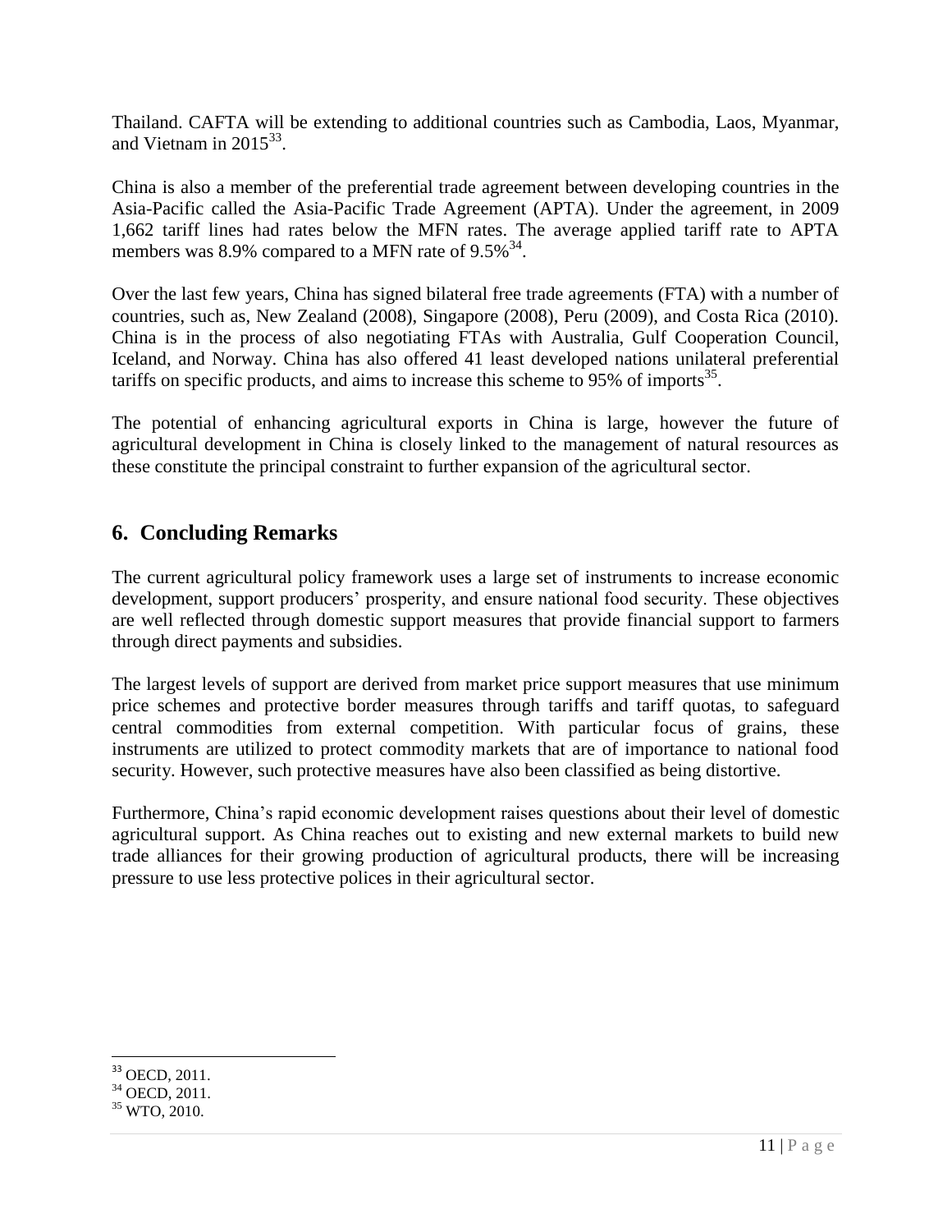Thailand. CAFTA will be extending to additional countries such as Cambodia, Laos, Myanmar, and Vietnam in 2015[33].

China is also a member of the preferential trade agreement between developing countries in the Asia-Pacific called the Asia-Pacific Trade Agreement (APTA). Under the agreement, in 2009 1,662 tariff lines had rates below the MFN rates. The average applied tariff rate to APTA members was 8.9% compared to a MFN rate of 9.5%[34].

Over the last few years, China has signed bilateral free trade agreements (FTA) with a number of countries, such as, New Zealand (2008), Singapore (2008), Peru (2009), and Costa Rica (2010). China is in the process of also negotiating FTAs with Australia, Gulf Cooperation Council, Iceland, and Norway. China has also offered 41 least developed nations unilateral preferential tariffs on specific products, and aims to increase this scheme to 95% of imports[35].

The potential of enhancing agricultural exports in China is large, however the future of agricultural development in China is closely linked to the management of natural resources as these constitute the principal constraint to further expansion of the agricultural sector.

## 6. Concluding Remarks

The current agricultural policy framework uses a large set of instruments to increase economic development, support producers' prosperity, and ensure national food security. These objectives are well reflected through domestic support measures that provide financial support to farmers through direct payments and subsidies.

The largest levels of support are derived from market price support measures that use minimum price schemes and protective border measures through tariffs and tariff quotas, to safeguard central commodities from external competition. With particular focus of grains, these instruments are utilized to protect commodity markets that are of importance to national food security. However, such protective measures have also been classified as being distortive.

Furthermore, China's rapid economic development raises questions about their level of domestic agricultural support. As China reaches out to existing and new external markets to build new trade alliances for their growing production of agricultural products, there will be increasing pressure to use less protective polices in their agricultural sector.

---

[33] OECD, 2011.
[34] OECD, 2011.
[35] WTO, 2010.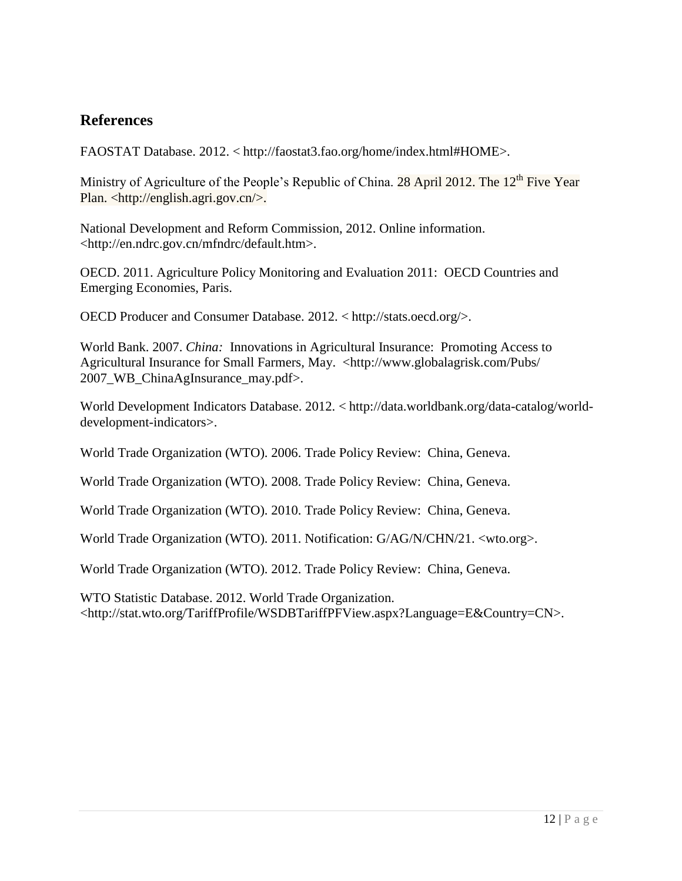## References

FAOSTAT Database. 2012. < http://faostat3.fao.org/home/index.html#HOME>.

Ministry of Agriculture of the People's Republic of China. 28 April 2012. The 12th Five Year Plan. <http://english.agri.gov.cn/>.

National Development and Reform Commission, 2012. Online information. <http://en.ndrc.gov.cn/mfndrc/default.htm>.

OECD. 2011. Agriculture Policy Monitoring and Evaluation 2011: OECD Countries and Emerging Economies, Paris.

OECD Producer and Consumer Database. 2012. < http://stats.oecd.org/>.

World Bank. 2007. *China:* Innovations in Agricultural Insurance: Promoting Access to Agricultural Insurance for Small Farmers, May. <http://www.globalagrisk.com/Pubs/2007_WB_ChinaAgInsurance_may.pdf>.

World Development Indicators Database. 2012. < http://data.worldbank.org/data-catalog/world-development-indicators>.

World Trade Organization (WTO). 2006. Trade Policy Review: China, Geneva.

World Trade Organization (WTO). 2008. Trade Policy Review: China, Geneva.

World Trade Organization (WTO). 2010. Trade Policy Review: China, Geneva.

World Trade Organization (WTO). 2011. Notification: G/AG/N/CHN/21. <wto.org>.

World Trade Organization (WTO). 2012. Trade Policy Review: China, Geneva.

WTO Statistic Database. 2012. World Trade Organization. <http://stat.wto.org/TariffProfile/WSDBTariffPFView.aspx?Language=E&Country=CN>.